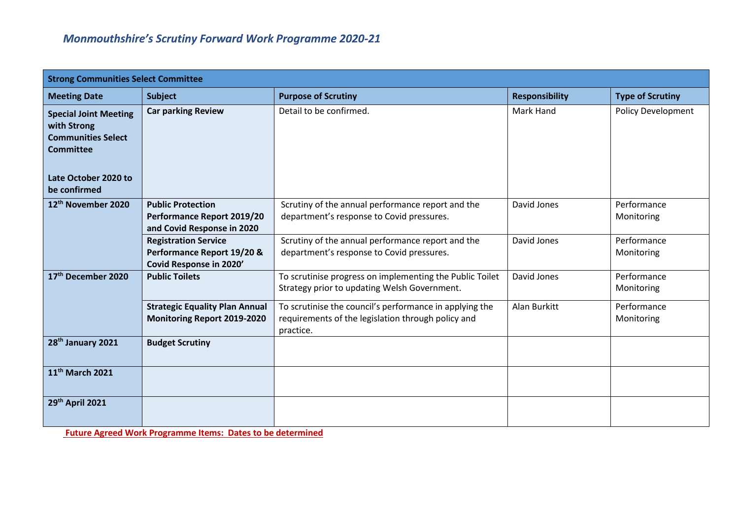# *Monmouthshire's Scrutiny Forward Work Programme 2020-21*

| **Strong Communities Select Committee** | | | | |
|---|---|---|---|---|
| **Meeting Date** | **Subject** | **Purpose of Scrutiny** | **Responsibility** | **Type of Scrutiny** |
| **Special Joint Meeting with Strong Communities Select Committee**<br><br>**Late October 2020 to be confirmed** | **Car parking Review** | Detail to be confirmed. | Mark Hand | Policy Development |
| **12th November 2020** | **Public Protection Performance Report 2019/20 and Covid Response in 2020** | Scrutiny of the annual performance report and the department's response to Covid pressures. | David Jones | Performance Monitoring |
| | **Registration Service Performance Report 19/20 & Covid Response in 2020'** | Scrutiny of the annual performance report and the department's response to Covid pressures. | David Jones | Performance Monitoring |
| **17th December 2020** | **Public Toilets** | To scrutinise progress on implementing the Public Toilet Strategy prior to updating Welsh Government. | David Jones | Performance Monitoring |
| | **Strategic Equality Plan Annual Monitoring Report 2019-2020** | To scrutinise the council's performance in applying the requirements of the legislation through policy and practice. | Alan Burkitt | Performance Monitoring |
| **28th January 2021** | **Budget Scrutiny** | | | |
| **11th March 2021** | | | | |
| **29th April 2021** | | | | |

**Future Agreed Work Programme Items: Dates to be determined**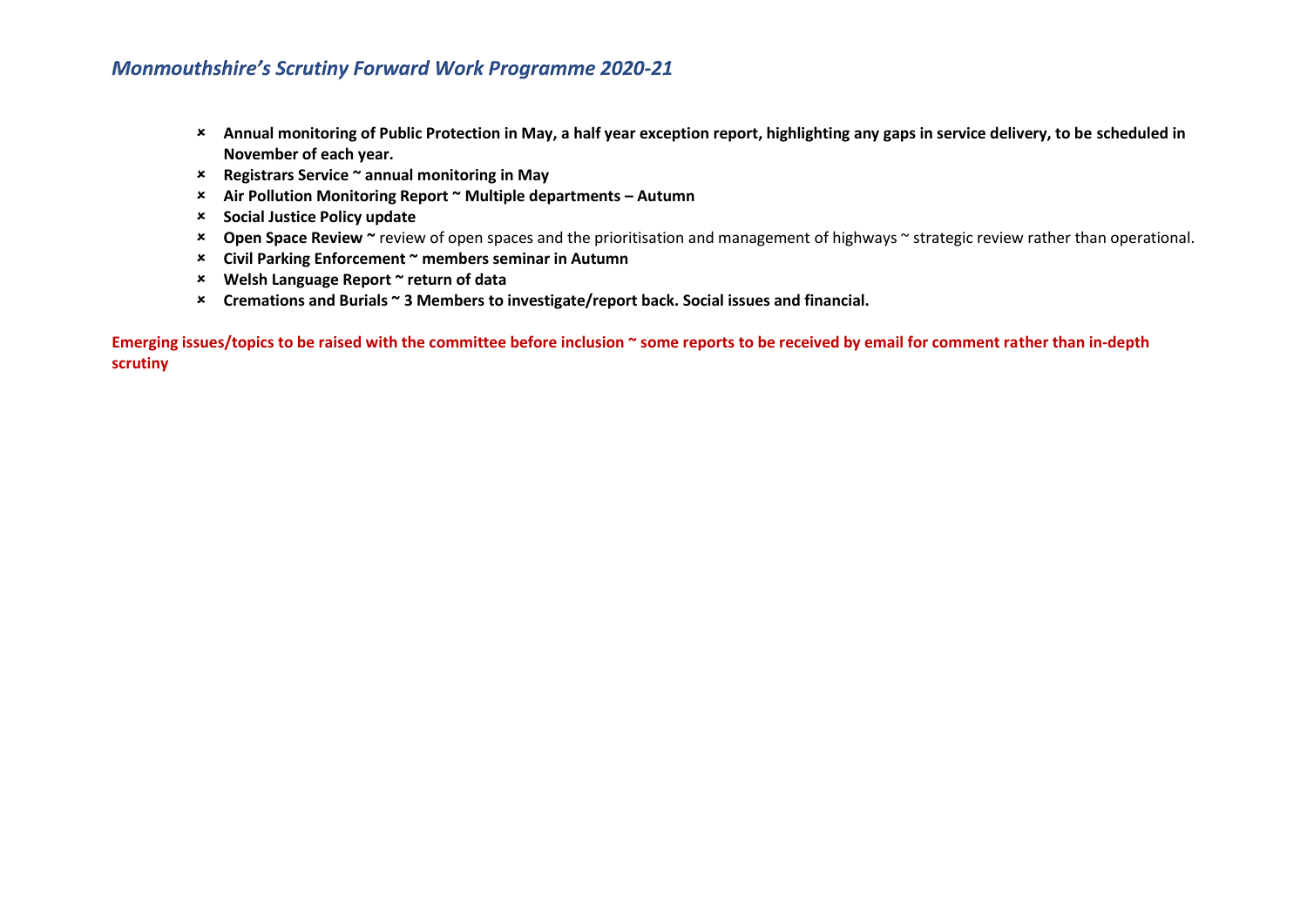*Monmouthshire's Scrutiny Forward Work Programme 2020-21*

- **Annual monitoring of Public Protection in May, a half year exception report, highlighting any gaps in service delivery, to be scheduled in November of each year.**
- **Registrars Service ~ annual monitoring in May**
- **Air Pollution Monitoring Report ~ Multiple departments – Autumn**
- **Social Justice Policy update**
- **Open Space Review ~** review of open spaces and the prioritisation and management of highways ~ strategic review rather than operational.
- **Civil Parking Enforcement ~ members seminar in Autumn**
- **Welsh Language Report ~ return of data**
- **Cremations and Burials ~ 3 Members to investigate/report back. Social issues and financial.**

**Emerging issues/topics to be raised with the committee before inclusion ~ some reports to be received by email for comment rather than in-depth scrutiny**